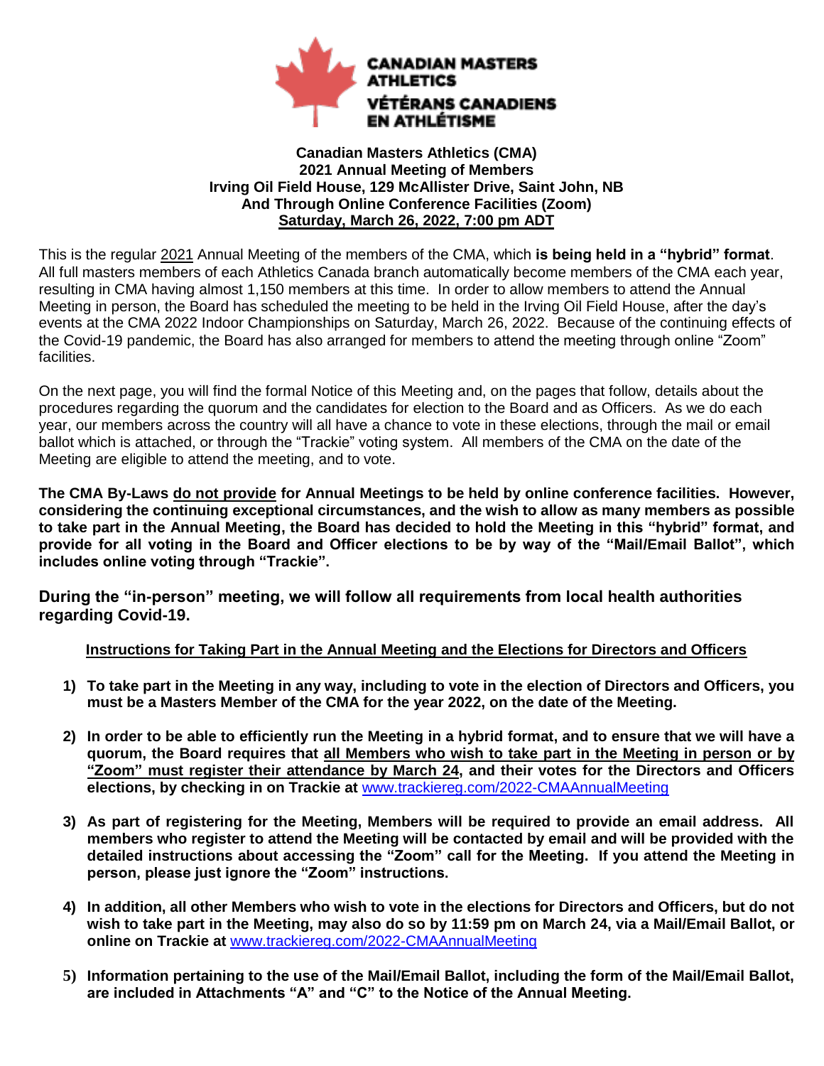**CANADIAN MASTERS ATHLETICS**
**VÉTÉRANS CANADIENS EN ATHLÉTISME**

# Canadian Masters Athletics (CMA)
## 2021 Annual Meeting of Members
### Irving Oil Field House, 129 McAllister Drive, Saint John, NB
### And Through Online Conference Facilities (Zoom)
### Saturday, March 26, 2022, 7:00 pm ADT

This is the regular 2021 Annual Meeting of the members of the CMA, which **is being held in a "hybrid" format**. All full masters members of each Athletics Canada branch automatically become members of the CMA each year, resulting in CMA having almost 1,150 members at this time. In order to allow members to attend the Annual Meeting in person, the Board has scheduled the meeting to be held in the Irving Oil Field House, after the day's events at the CMA 2022 Indoor Championships on Saturday, March 26, 2022. Because of the continuing effects of the Covid-19 pandemic, the Board has also arranged for members to attend the meeting through online "Zoom" facilities.

On the next page, you will find the formal Notice of this Meeting and, on the pages that follow, details about the procedures regarding the quorum and the candidates for election to the Board and as Officers. As we do each year, our members across the country will all have a chance to vote in these elections, through the mail or email ballot which is attached, or through the "Trackie" voting system. All members of the CMA on the date of the Meeting are eligible to attend the meeting, and to vote.

**The CMA By-Laws do not provide for Annual Meetings to be held by online conference facilities. However, considering the continuing exceptional circumstances, and the wish to allow as many members as possible to take part in the Annual Meeting, the Board has decided to hold the Meeting in this "hybrid" format, and provide for all voting in the Board and Officer elections to be by way of the "Mail/Email Ballot", which includes online voting through "Trackie".**

**During the "in-person" meeting, we will follow all requirements from local health authorities regarding Covid-19.**

**Instructions for Taking Part in the Annual Meeting and the Elections for Directors and Officers**

1) **To take part in the Meeting in any way, including to vote in the election of Directors and Officers, you must be a Masters Member of the CMA for the year 2022, on the date of the Meeting.**

2) **In order to be able to efficiently run the Meeting in a hybrid format, and to ensure that we will have a quorum, the Board requires that all Members who wish to take part in the Meeting in person or by "Zoom" must register their attendance by March 24, and their votes for the Directors and Officers elections, by checking in on Trackie at** www.trackiereg.com/2022-CMAAnnualMeeting

3) **As part of registering for the Meeting, Members will be required to provide an email address. All members who register to attend the Meeting will be contacted by email and will be provided with the detailed instructions about accessing the "Zoom" call for the Meeting. If you attend the Meeting in person, please just ignore the "Zoom" instructions.**

4) **In addition, all other Members who wish to vote in the elections for Directors and Officers, but do not wish to take part in the Meeting, may also do so by 11:59 pm on March 24, via a Mail/Email Ballot, or online on Trackie at** www.trackiereg.com/2022-CMAAnnualMeeting

5) **Information pertaining to the use of the Mail/Email Ballot, including the form of the Mail/Email Ballot, are included in Attachments "A" and "C" to the Notice of the Annual Meeting.**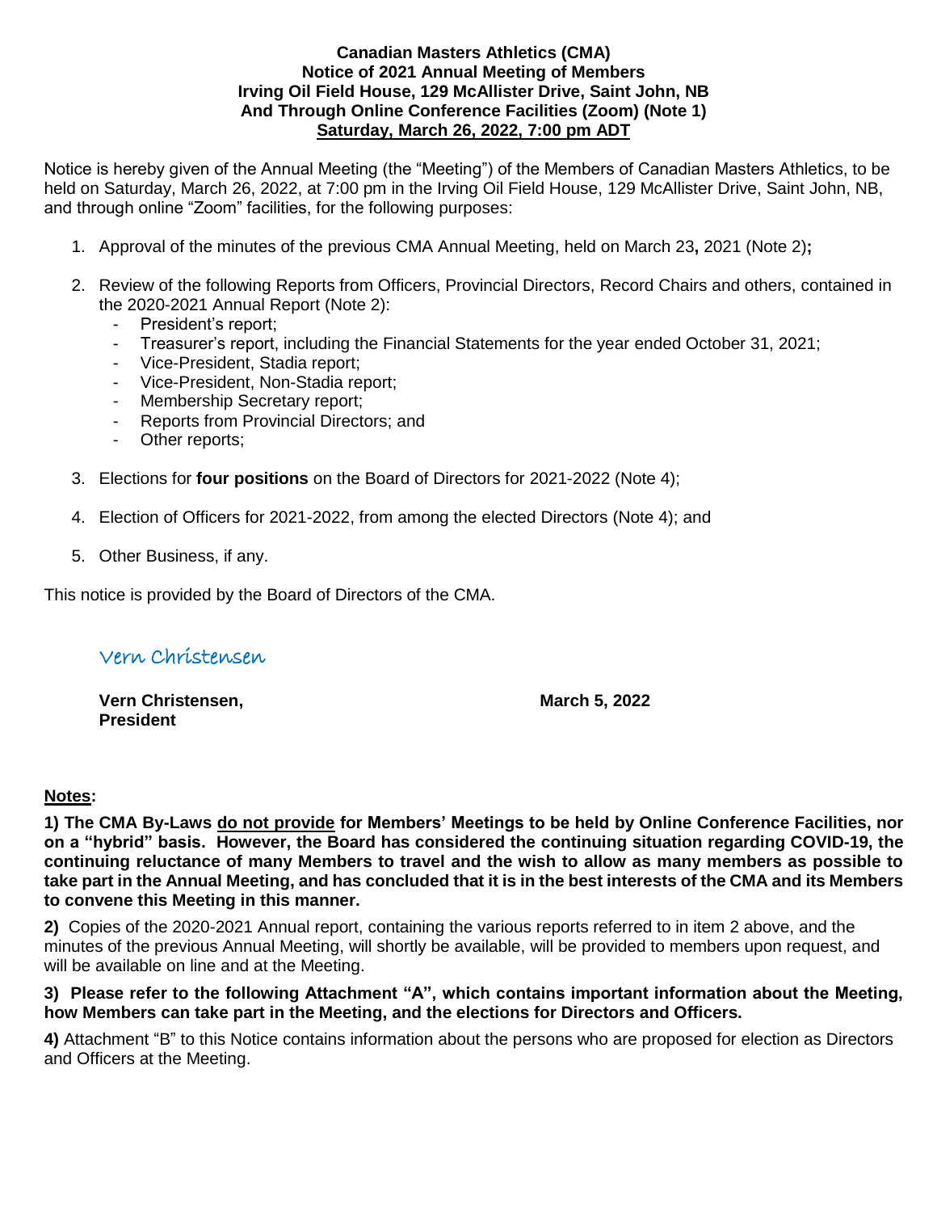**Canadian Masters Athletics (CMA)**
**Notice of 2021 Annual Meeting of Members**
**Irving Oil Field House, 129 McAllister Drive, Saint John, NB**
**And Through Online Conference Facilities (Zoom) (Note 1)**
**Saturday, March 26, 2022, 7:00 pm ADT**

Notice is hereby given of the Annual Meeting (the "Meeting") of the Members of Canadian Masters Athletics, to be held on Saturday, March 26, 2022, at 7:00 pm in the Irving Oil Field House, 129 McAllister Drive, Saint John, NB, and through online "Zoom" facilities, for the following purposes:

1. Approval of the minutes of the previous CMA Annual Meeting, held on March 23**,** 2021 (Note 2)**;**

2. Review of the following Reports from Officers, Provincial Directors, Record Chairs and others, contained in the 2020-2021 Annual Report (Note 2):
   - President's report;
   - Treasurer's report, including the Financial Statements for the year ended October 31, 2021;
   - Vice-President, Stadia report;
   - Vice-President, Non-Stadia report;
   - Membership Secretary report;
   - Reports from Provincial Directors; and
   - Other reports;

3. Elections for **four positions** on the Board of Directors for 2021-2022 (Note 4);

4. Election of Officers for 2021-2022, from among the elected Directors (Note 4); and

5. Other Business, if any.

This notice is provided by the Board of Directors of the CMA.

Vern Christensen

**Vern Christensen,**
**President**

**March 5, 2022**

**Notes:**

**1) The CMA By-Laws do not provide for Members' Meetings to be held by Online Conference Facilities, nor on a "hybrid" basis. However, the Board has considered the continuing situation regarding COVID-19, the continuing reluctance of many Members to travel and the wish to allow as many members as possible to take part in the Annual Meeting, and has concluded that it is in the best interests of the CMA and its Members to convene this Meeting in this manner.**

**2)** Copies of the 2020-2021 Annual report, containing the various reports referred to in item 2 above, and the minutes of the previous Annual Meeting, will shortly be available, will be provided to members upon request, and will be available on line and at the Meeting.

**3) Please refer to the following Attachment "A", which contains important information about the Meeting, how Members can take part in the Meeting, and the elections for Directors and Officers.**

**4)** Attachment "B" to this Notice contains information about the persons who are proposed for election as Directors and Officers at the Meeting.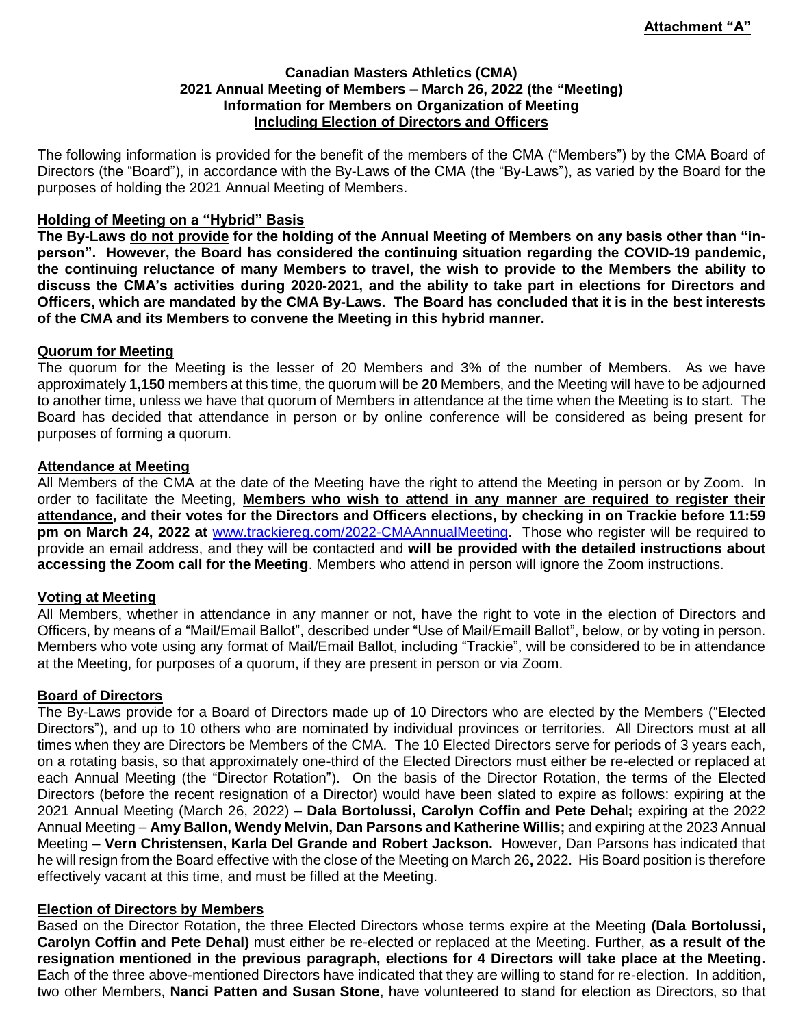**Attachment "A"**

**Canadian Masters Athletics (CMA)**
**2021 Annual Meeting of Members – March 26, 2022 (the "Meeting)**
**Information for Members on Organization of Meeting**
**Including Election of Directors and Officers**

The following information is provided for the benefit of the members of the CMA ("Members") by the CMA Board of Directors (the "Board"), in accordance with the By-Laws of the CMA (the "By-Laws"), as varied by the Board for the purposes of holding the 2021 Annual Meeting of Members.

**Holding of Meeting on a "Hybrid" Basis**

**The By-Laws do not provide for the holding of the Annual Meeting of Members on any basis other than "in-person". However, the Board has considered the continuing situation regarding the COVID-19 pandemic, the continuing reluctance of many Members to travel, the wish to provide to the Members the ability to discuss the CMA's activities during 2020-2021, and the ability to take part in elections for Directors and Officers, which are mandated by the CMA By-Laws. The Board has concluded that it is in the best interests of the CMA and its Members to convene the Meeting in this hybrid manner.**

**Quorum for Meeting**

The quorum for the Meeting is the lesser of 20 Members and 3% of the number of Members. As we have approximately **1,150** members at this time, the quorum will be **20** Members, and the Meeting will have to be adjourned to another time, unless we have that quorum of Members in attendance at the time when the Meeting is to start. The Board has decided that attendance in person or by online conference will be considered as being present for purposes of forming a quorum.

**Attendance at Meeting**

All Members of the CMA at the date of the Meeting have the right to attend the Meeting in person or by Zoom. In order to facilitate the Meeting, **Members who wish to attend in any manner are required to register their attendance, and their votes for the Directors and Officers elections, by checking in on Trackie before 11:59 pm on March 24, 2022 at** www.trackiereg.com/2022-CMAAnnualMeeting. Those who register will be required to provide an email address, and they will be contacted and **will be provided with the detailed instructions about accessing the Zoom call for the Meeting**. Members who attend in person will ignore the Zoom instructions.

**Voting at Meeting**

All Members, whether in attendance in any manner or not, have the right to vote in the election of Directors and Officers, by means of a "Mail/Email Ballot", described under "Use of Mail/Emaill Ballot", below, or by voting in person. Members who vote using any format of Mail/Email Ballot, including "Trackie", will be considered to be in attendance at the Meeting, for purposes of a quorum, if they are present in person or via Zoom.

**Board of Directors**

The By-Laws provide for a Board of Directors made up of 10 Directors who are elected by the Members ("Elected Directors"), and up to 10 others who are nominated by individual provinces or territories. All Directors must at all times when they are Directors be Members of the CMA. The 10 Elected Directors serve for periods of 3 years each, on a rotating basis, so that approximately one-third of the Elected Directors must either be re-elected or replaced at each Annual Meeting (the "Director Rotation"). On the basis of the Director Rotation, the terms of the Elected Directors (before the recent resignation of a Director) would have been slated to expire as follows: expiring at the 2021 Annual Meeting (March 26, 2022) – **Dala Bortolussi, Carolyn Coffin and Pete Dehal;** expiring at the 2022 Annual Meeting – **Amy Ballon, Wendy Melvin, Dan Parsons and Katherine Willis;** and expiring at the 2023 Annual Meeting – **Vern Christensen, Karla Del Grande and Robert Jackson.** However, Dan Parsons has indicated that he will resign from the Board effective with the close of the Meeting on March 26**,** 2022. His Board position is therefore effectively vacant at this time, and must be filled at the Meeting.

**Election of Directors by Members**

Based on the Director Rotation, the three Elected Directors whose terms expire at the Meeting **(Dala Bortolussi, Carolyn Coffin and Pete Dehal)** must either be re-elected or replaced at the Meeting. Further, **as a result of the resignation mentioned in the previous paragraph, elections for 4 Directors will take place at the Meeting.** Each of the three above-mentioned Directors have indicated that they are willing to stand for re-election. In addition, two other Members, **Nanci Patten and Susan Stone**, have volunteered to stand for election as Directors, so that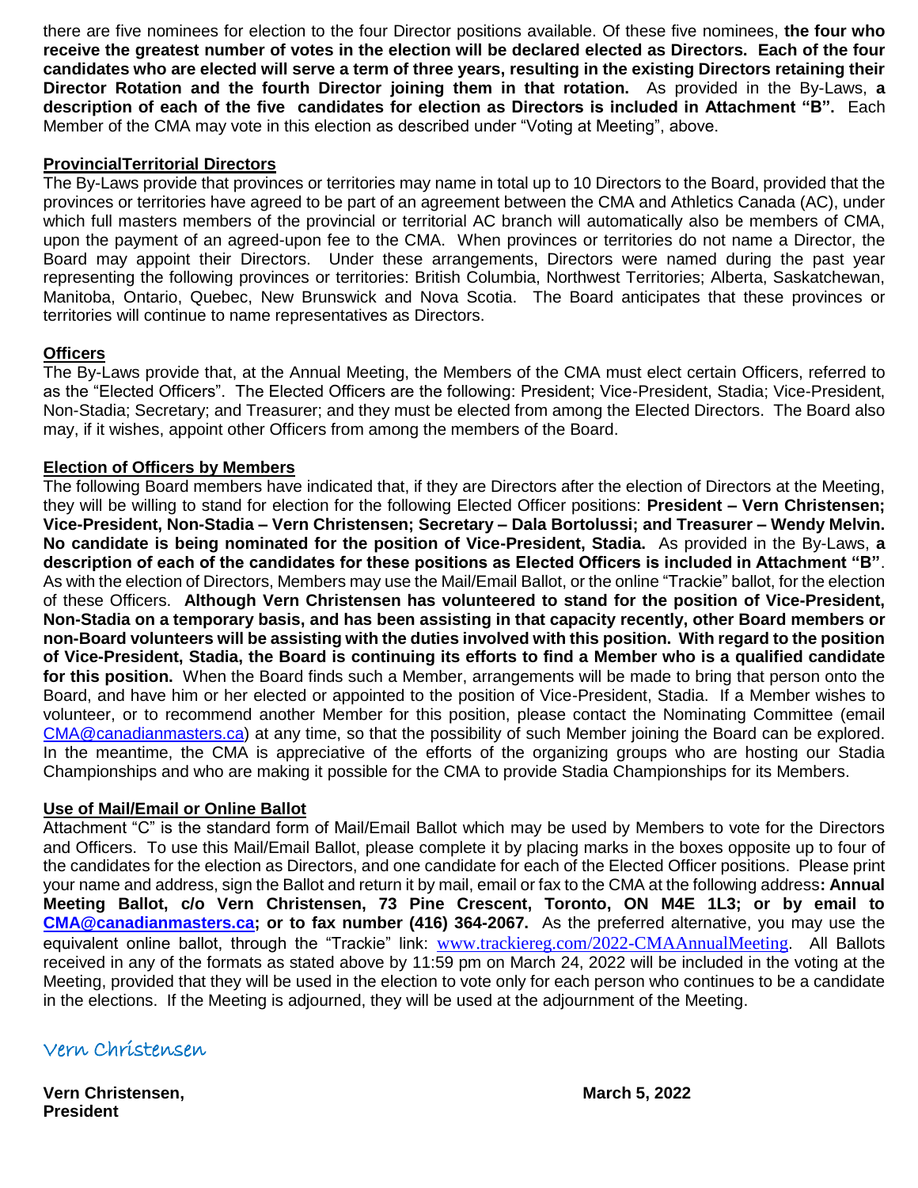there are five nominees for election to the four Director positions available. Of these five nominees, **the four who receive the greatest number of votes in the election will be declared elected as Directors. Each of the four candidates who are elected will serve a term of three years, resulting in the existing Directors retaining their Director Rotation and the fourth Director joining them in that rotation.** As provided in the By-Laws, **a description of each of the five candidates for election as Directors is included in Attachment "B".** Each Member of the CMA may vote in this election as described under "Voting at Meeting", above.

**ProvincialTerritorial Directors**

The By-Laws provide that provinces or territories may name in total up to 10 Directors to the Board, provided that the provinces or territories have agreed to be part of an agreement between the CMA and Athletics Canada (AC), under which full masters members of the provincial or territorial AC branch will automatically also be members of CMA, upon the payment of an agreed-upon fee to the CMA. When provinces or territories do not name a Director, the Board may appoint their Directors. Under these arrangements, Directors were named during the past year representing the following provinces or territories: British Columbia, Northwest Territories; Alberta, Saskatchewan, Manitoba, Ontario, Quebec, New Brunswick and Nova Scotia. The Board anticipates that these provinces or territories will continue to name representatives as Directors.

**Officers**

The By-Laws provide that, at the Annual Meeting, the Members of the CMA must elect certain Officers, referred to as the "Elected Officers". The Elected Officers are the following: President; Vice-President, Stadia; Vice-President, Non-Stadia; Secretary; and Treasurer; and they must be elected from among the Elected Directors. The Board also may, if it wishes, appoint other Officers from among the members of the Board.

**Election of Officers by Members**

The following Board members have indicated that, if they are Directors after the election of Directors at the Meeting, they will be willing to stand for election for the following Elected Officer positions: **President – Vern Christensen; Vice-President, Non-Stadia – Vern Christensen; Secretary – Dala Bortolussi; and Treasurer – Wendy Melvin. No candidate is being nominated for the position of Vice-President, Stadia.** As provided in the By-Laws, **a description of each of the candidates for these positions as Elected Officers is included in Attachment "B"**. As with the election of Directors, Members may use the Mail/Email Ballot, or the online "Trackie" ballot, for the election of these Officers. **Although Vern Christensen has volunteered to stand for the position of Vice-President, Non-Stadia on a temporary basis, and has been assisting in that capacity recently, other Board members or non-Board volunteers will be assisting with the duties involved with this position. With regard to the position of Vice-President, Stadia, the Board is continuing its efforts to find a Member who is a qualified candidate for this position.** When the Board finds such a Member, arrangements will be made to bring that person onto the Board, and have him or her elected or appointed to the position of Vice-President, Stadia. If a Member wishes to volunteer, or to recommend another Member for this position, please contact the Nominating Committee (email CMA@canadianmasters.ca) at any time, so that the possibility of such Member joining the Board can be explored. In the meantime, the CMA is appreciative of the efforts of the organizing groups who are hosting our Stadia Championships and who are making it possible for the CMA to provide Stadia Championships for its Members.

**Use of Mail/Email or Online Ballot**

Attachment "C" is the standard form of Mail/Email Ballot which may be used by Members to vote for the Directors and Officers. To use this Mail/Email Ballot, please complete it by placing marks in the boxes opposite up to four of the candidates for the election as Directors, and one candidate for each of the Elected Officer positions. Please print your name and address, sign the Ballot and return it by mail, email or fax to the CMA at the following address**: Annual Meeting Ballot, c/o Vern Christensen, 73 Pine Crescent, Toronto, ON M4E 1L3; or by email to CMA@canadianmasters.ca; or to fax number (416) 364-2067.** As the preferred alternative, you may use the equivalent online ballot, through the "Trackie" link: www.trackiereg.com/2022-CMAAnnualMeeting. All Ballots received in any of the formats as stated above by 11:59 pm on March 24, 2022 will be included in the voting at the Meeting, provided that they will be used in the election to vote only for each person who continues to be a candidate in the elections. If the Meeting is adjourned, they will be used at the adjournment of the Meeting.

*Vern Christensen*

**Vern Christensen,** **March 5, 2022**
**President**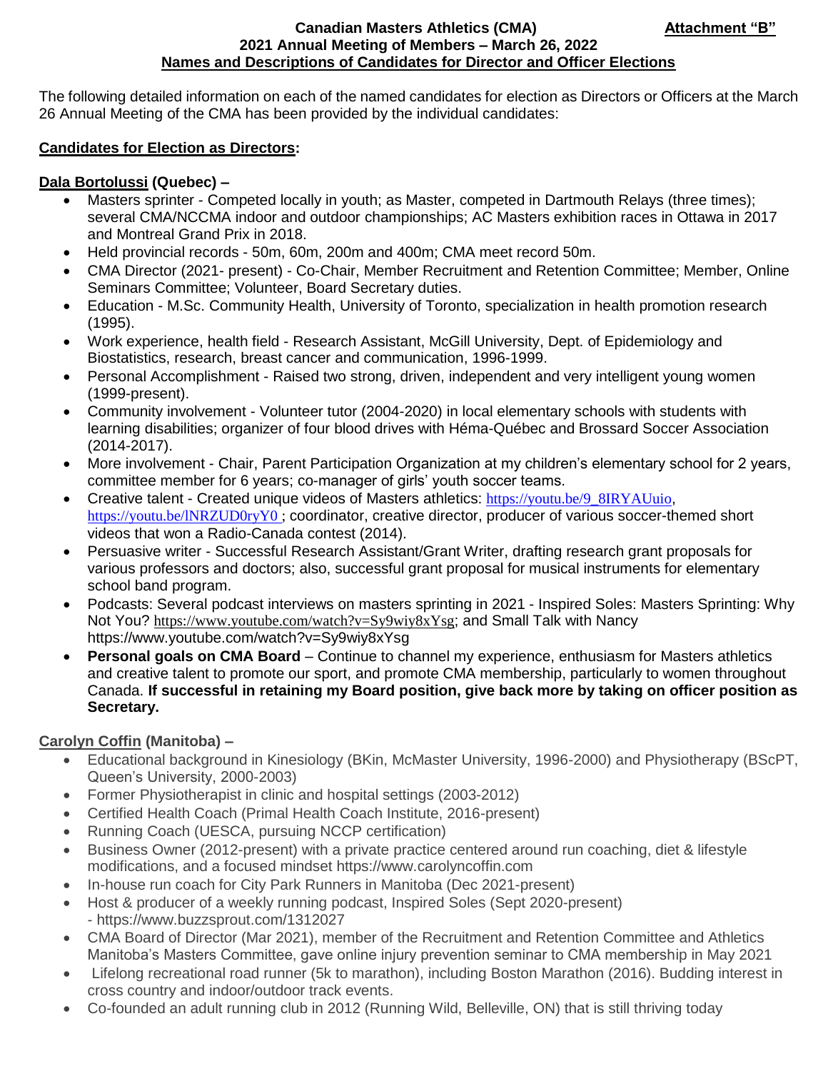**Canadian Masters Athletics (CMA)** **Attachment "B"**
**2021 Annual Meeting of Members – March 26, 2022**
**Names and Descriptions of Candidates for Director and Officer Elections**

The following detailed information on each of the named candidates for election as Directors or Officers at the March 26 Annual Meeting of the CMA has been provided by the individual candidates:

**Candidates for Election as Directors:**

**Dala Bortolussi (Quebec) –**

- Masters sprinter - Competed locally in youth; as Master, competed in Dartmouth Relays (three times); several CMA/NCCMA indoor and outdoor championships; AC Masters exhibition races in Ottawa in 2017 and Montreal Grand Prix in 2018.
- Held provincial records - 50m, 60m, 200m and 400m; CMA meet record 50m.
- CMA Director (2021- present) - Co-Chair, Member Recruitment and Retention Committee; Member, Online Seminars Committee; Volunteer, Board Secretary duties.
- Education - M.Sc. Community Health, University of Toronto, specialization in health promotion research (1995).
- Work experience, health field - Research Assistant, McGill University, Dept. of Epidemiology and Biostatistics, research, breast cancer and communication, 1996-1999.
- Personal Accomplishment - Raised two strong, driven, independent and very intelligent young women (1999-present).
- Community involvement - Volunteer tutor (2004-2020) in local elementary schools with students with learning disabilities; organizer of four blood drives with Héma-Québec and Brossard Soccer Association (2014-2017).
- More involvement - Chair, Parent Participation Organization at my children's elementary school for 2 years, committee member for 6 years; co-manager of girls' youth soccer teams.
- Creative talent - Created unique videos of Masters athletics: https://youtu.be/9_8IRYAUuio, https://youtu.be/lNRZUD0ryY0 ; coordinator, creative director, producer of various soccer-themed short videos that won a Radio-Canada contest (2014).
- Persuasive writer - Successful Research Assistant/Grant Writer, drafting research grant proposals for various professors and doctors; also, successful grant proposal for musical instruments for elementary school band program.
- Podcasts: Several podcast interviews on masters sprinting in 2021 - Inspired Soles: Masters Sprinting: Why Not You? https://www.youtube.com/watch?v=Sy9wiy8xYsg; and Small Talk with Nancy https://www.youtube.com/watch?v=Sy9wiy8xYsg
- **Personal goals on CMA Board** – Continue to channel my experience, enthusiasm for Masters athletics and creative talent to promote our sport, and promote CMA membership, particularly to women throughout Canada. **If successful in retaining my Board position, give back more by taking on officer position as Secretary.**

**Carolyn Coffin (Manitoba) –**

- Educational background in Kinesiology (BKin, McMaster University, 1996-2000) and Physiotherapy (BScPT, Queen's University, 2000-2003)
- Former Physiotherapist in clinic and hospital settings (2003-2012)
- Certified Health Coach (Primal Health Coach Institute, 2016-present)
- Running Coach (UESCA, pursuing NCCP certification)
- Business Owner (2012-present) with a private practice centered around run coaching, diet & lifestyle modifications, and a focused mindset https://www.carolyncoffin.com
- In-house run coach for City Park Runners in Manitoba (Dec 2021-present)
- Host & producer of a weekly running podcast, Inspired Soles (Sept 2020-present) - https://www.buzzsprout.com/1312027
- CMA Board of Director (Mar 2021), member of the Recruitment and Retention Committee and Athletics Manitoba's Masters Committee, gave online injury prevention seminar to CMA membership in May 2021
- Lifelong recreational road runner (5k to marathon), including Boston Marathon (2016). Budding interest in cross country and indoor/outdoor track events.
- Co-founded an adult running club in 2012 (Running Wild, Belleville, ON) that is still thriving today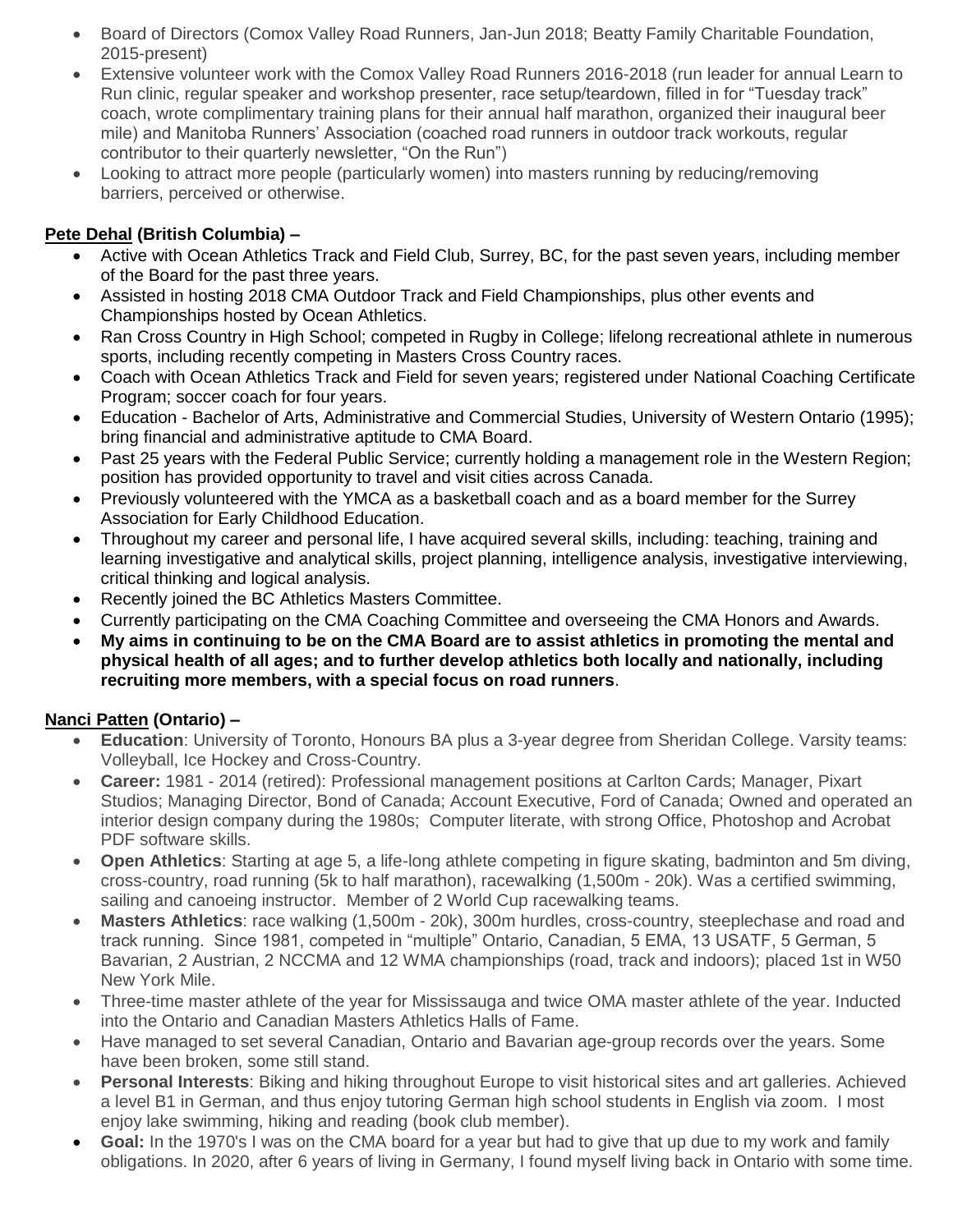- Board of Directors (Comox Valley Road Runners, Jan-Jun 2018; Beatty Family Charitable Foundation, 2015-present)
- Extensive volunteer work with the Comox Valley Road Runners 2016-2018 (run leader for annual Learn to Run clinic, regular speaker and workshop presenter, race setup/teardown, filled in for "Tuesday track" coach, wrote complimentary training plans for their annual half marathon, organized their inaugural beer mile) and Manitoba Runners' Association (coached road runners in outdoor track workouts, regular contributor to their quarterly newsletter, "On the Run")
- Looking to attract more people (particularly women) into masters running by reducing/removing barriers, perceived or otherwise.

**Pete Dehal (British Columbia) –**

- Active with Ocean Athletics Track and Field Club, Surrey, BC, for the past seven years, including member of the Board for the past three years.
- Assisted in hosting 2018 CMA Outdoor Track and Field Championships, plus other events and Championships hosted by Ocean Athletics.
- Ran Cross Country in High School; competed in Rugby in College; lifelong recreational athlete in numerous sports, including recently competing in Masters Cross Country races.
- Coach with Ocean Athletics Track and Field for seven years; registered under National Coaching Certificate Program; soccer coach for four years.
- Education - Bachelor of Arts, Administrative and Commercial Studies, University of Western Ontario (1995); bring financial and administrative aptitude to CMA Board.
- Past 25 years with the Federal Public Service; currently holding a management role in the Western Region; position has provided opportunity to travel and visit cities across Canada.
- Previously volunteered with the YMCA as a basketball coach and as a board member for the Surrey Association for Early Childhood Education.
- Throughout my career and personal life, I have acquired several skills, including: teaching, training and learning investigative and analytical skills, project planning, intelligence analysis, investigative interviewing, critical thinking and logical analysis.
- Recently joined the BC Athletics Masters Committee.
- Currently participating on the CMA Coaching Committee and overseeing the CMA Honors and Awards.
- **My aims in continuing to be on the CMA Board are to assist athletics in promoting the mental and physical health of all ages; and to further develop athletics both locally and nationally, including recruiting more members, with a special focus on road runners**.

**Nanci Patten (Ontario) –**

- **Education**: University of Toronto, Honours BA plus a 3-year degree from Sheridan College. Varsity teams: Volleyball, Ice Hockey and Cross-Country.
- **Career:** 1981 - 2014 (retired): Professional management positions at Carlton Cards; Manager, Pixart Studios; Managing Director, Bond of Canada; Account Executive, Ford of Canada; Owned and operated an interior design company during the 1980s; Computer literate, with strong Office, Photoshop and Acrobat PDF software skills.
- **Open Athletics**: Starting at age 5, a life-long athlete competing in figure skating, badminton and 5m diving, cross-country, road running (5k to half marathon), racewalking (1,500m - 20k). Was a certified swimming, sailing and canoeing instructor. Member of 2 World Cup racewalking teams.
- **Masters Athletics**: race walking (1,500m - 20k), 300m hurdles, cross-country, steeplechase and road and track running. Since 1981, competed in "multiple" Ontario, Canadian, 5 EMA, 13 USATF, 5 German, 5 Bavarian, 2 Austrian, 2 NCCMA and 12 WMA championships (road, track and indoors); placed 1st in W50 New York Mile.
- Three-time master athlete of the year for Mississauga and twice OMA master athlete of the year. Inducted into the Ontario and Canadian Masters Athletics Halls of Fame.
- Have managed to set several Canadian, Ontario and Bavarian age-group records over the years. Some have been broken, some still stand.
- **Personal Interests**: Biking and hiking throughout Europe to visit historical sites and art galleries. Achieved a level B1 in German, and thus enjoy tutoring German high school students in English via zoom. I most enjoy lake swimming, hiking and reading (book club member).
- **Goal:** In the 1970's I was on the CMA board for a year but had to give that up due to my work and family obligations. In 2020, after 6 years of living in Germany, I found myself living back in Ontario with some time.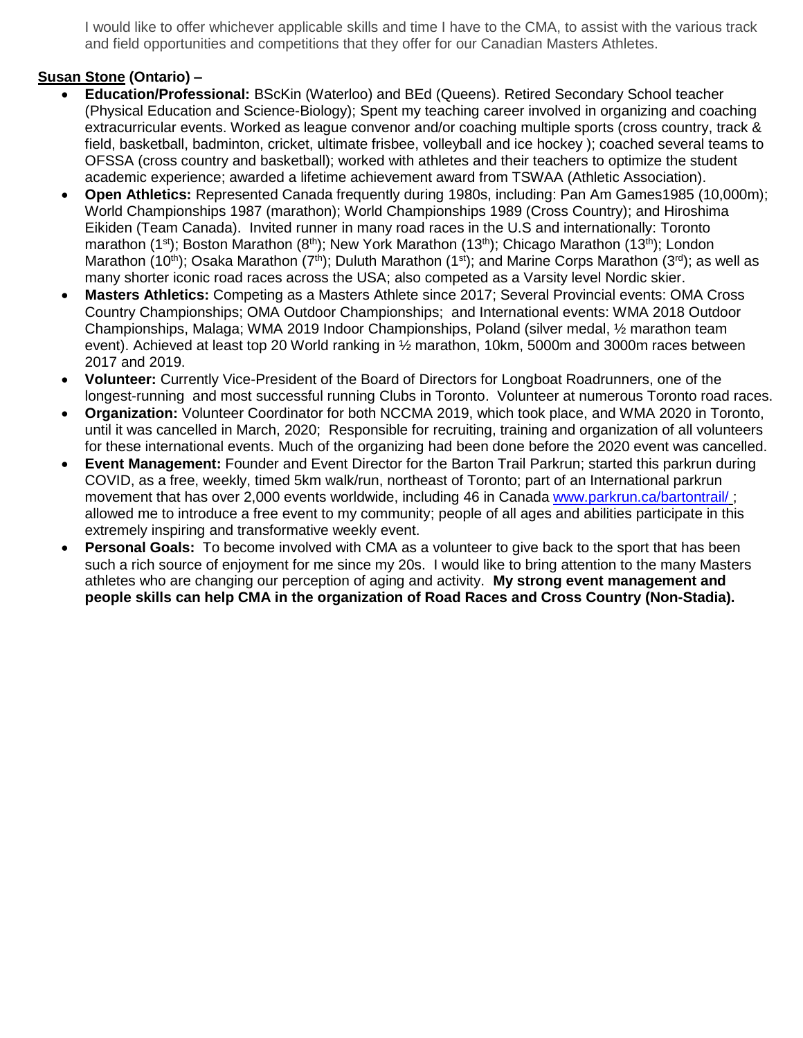I would like to offer whichever applicable skills and time I have to the CMA, to assist with the various track and field opportunities and competitions that they offer for our Canadian Masters Athletes.

**<u>Susan Stone</u> (Ontario) –**

- **Education/Professional:** BScKin (Waterloo) and BEd (Queens). Retired Secondary School teacher (Physical Education and Science-Biology); Spent my teaching career involved in organizing and coaching extracurricular events. Worked as league convenor and/or coaching multiple sports (cross country, track & field, basketball, badminton, cricket, ultimate frisbee, volleyball and ice hockey ); coached several teams to OFSSA (cross country and basketball); worked with athletes and their teachers to optimize the student academic experience; awarded a lifetime achievement award from TSWAA (Athletic Association).
- **Open Athletics:** Represented Canada frequently during 1980s, including: Pan Am Games1985 (10,000m); World Championships 1987 (marathon); World Championships 1989 (Cross Country); and Hiroshima Eikiden (Team Canada). Invited runner in many road races in the U.S and internationally: Toronto marathon (1st); Boston Marathon (8th); New York Marathon (13th); Chicago Marathon (13th); London Marathon (10th); Osaka Marathon (7th); Duluth Marathon (1st); and Marine Corps Marathon (3rd); as well as many shorter iconic road races across the USA; also competed as a Varsity level Nordic skier.
- **Masters Athletics:** Competing as a Masters Athlete since 2017; Several Provincial events: OMA Cross Country Championships; OMA Outdoor Championships; and International events: WMA 2018 Outdoor Championships, Malaga; WMA 2019 Indoor Championships, Poland (silver medal, ½ marathon team event). Achieved at least top 20 World ranking in ½ marathon, 10km, 5000m and 3000m races between 2017 and 2019.
- **Volunteer:** Currently Vice-President of the Board of Directors for Longboat Roadrunners, one of the longest-running and most successful running Clubs in Toronto. Volunteer at numerous Toronto road races.
- **Organization:** Volunteer Coordinator for both NCCMA 2019, which took place, and WMA 2020 in Toronto, until it was cancelled in March, 2020; Responsible for recruiting, training and organization of all volunteers for these international events. Much of the organizing had been done before the 2020 event was cancelled.
- **Event Management:** Founder and Event Director for the Barton Trail Parkrun; started this parkrun during COVID, as a free, weekly, timed 5km walk/run, northeast of Toronto; part of an International parkrun movement that has over 2,000 events worldwide, including 46 in Canada [www.parkrun.ca/bartontrail/](www.parkrun.ca/bartontrail/) ; allowed me to introduce a free event to my community; people of all ages and abilities participate in this extremely inspiring and transformative weekly event.
- **Personal Goals:** To become involved with CMA as a volunteer to give back to the sport that has been such a rich source of enjoyment for me since my 20s. I would like to bring attention to the many Masters athletes who are changing our perception of aging and activity. **My strong event management and people skills can help CMA in the organization of Road Races and Cross Country (Non-Stadia).**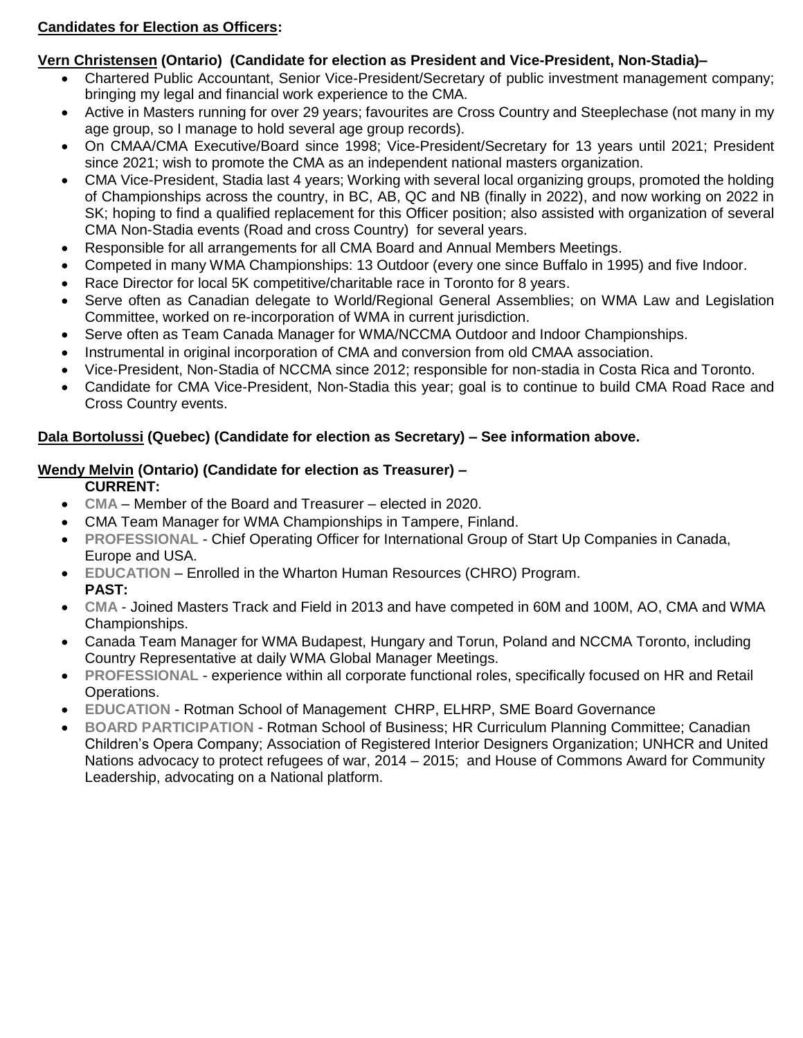**Candidates for Election as Officers:**

**Vern Christensen (Ontario) (Candidate for election as President and Vice-President, Non-Stadia)–**

- Chartered Public Accountant, Senior Vice-President/Secretary of public investment management company; bringing my legal and financial work experience to the CMA.
- Active in Masters running for over 29 years; favourites are Cross Country and Steeplechase (not many in my age group, so I manage to hold several age group records).
- On CMAA/CMA Executive/Board since 1998; Vice-President/Secretary for 13 years until 2021; President since 2021; wish to promote the CMA as an independent national masters organization.
- CMA Vice-President, Stadia last 4 years; Working with several local organizing groups, promoted the holding of Championships across the country, in BC, AB, QC and NB (finally in 2022), and now working on 2022 in SK; hoping to find a qualified replacement for this Officer position; also assisted with organization of several CMA Non-Stadia events (Road and cross Country) for several years.
- Responsible for all arrangements for all CMA Board and Annual Members Meetings.
- Competed in many WMA Championships: 13 Outdoor (every one since Buffalo in 1995) and five Indoor.
- Race Director for local 5K competitive/charitable race in Toronto for 8 years.
- Serve often as Canadian delegate to World/Regional General Assemblies; on WMA Law and Legislation Committee, worked on re-incorporation of WMA in current jurisdiction.
- Serve often as Team Canada Manager for WMA/NCCMA Outdoor and Indoor Championships.
- Instrumental in original incorporation of CMA and conversion from old CMAA association.
- Vice-President, Non-Stadia of NCCMA since 2012; responsible for non-stadia in Costa Rica and Toronto.
- Candidate for CMA Vice-President, Non-Stadia this year; goal is to continue to build CMA Road Race and Cross Country events.

**Dala Bortolussi (Quebec) (Candidate for election as Secretary) – See information above.**

**Wendy Melvin (Ontario) (Candidate for election as Treasurer) –**

**CURRENT:**

- **CMA** – Member of the Board and Treasurer – elected in 2020.
- CMA Team Manager for WMA Championships in Tampere, Finland.
- **PROFESSIONAL** - Chief Operating Officer for International Group of Start Up Companies in Canada, Europe and USA.
- **EDUCATION** – Enrolled in the Wharton Human Resources (CHRO) Program.

**PAST:**

- **CMA** - Joined Masters Track and Field in 2013 and have competed in 60M and 100M, AO, CMA and WMA Championships.
- Canada Team Manager for WMA Budapest, Hungary and Torun, Poland and NCCMA Toronto, including Country Representative at daily WMA Global Manager Meetings.
- **PROFESSIONAL** - experience within all corporate functional roles, specifically focused on HR and Retail Operations.
- **EDUCATION** - Rotman School of Management CHRP, ELHRP, SME Board Governance
- **BOARD PARTICIPATION** - Rotman School of Business; HR Curriculum Planning Committee; Canadian Children's Opera Company; Association of Registered Interior Designers Organization; UNHCR and United Nations advocacy to protect refugees of war, 2014 – 2015; and House of Commons Award for Community Leadership, advocating on a National platform.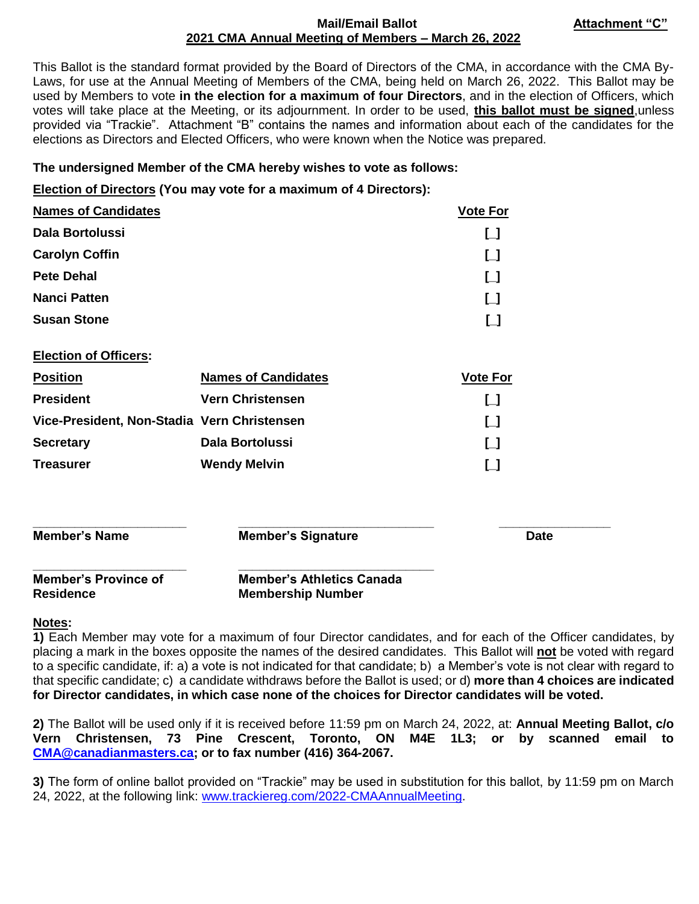**Mail/Email Ballot** **Attachment "C"**

**2021 CMA Annual Meeting of Members – March 26, 2022**

This Ballot is the standard format provided by the Board of Directors of the CMA, in accordance with the CMA By-Laws, for use at the Annual Meeting of Members of the CMA, being held on March 26, 2022. This Ballot may be used by Members to vote **in the election for a maximum of four Directors**, and in the election of Officers, which votes will take place at the Meeting, or its adjournment. In order to be used, **this ballot must be signed**,unless provided via "Trackie". Attachment "B" contains the names and information about each of the candidates for the elections as Directors and Elected Officers, who were known when the Notice was prepared.

**The undersigned Member of the CMA hereby wishes to vote as follows:**

**Election of Directors (You may vote for a maximum of 4 Directors):**

| **Names of Candidates** | **Vote For** |
|---|---|
| **Dala Bortolussi** | [_] |
| **Carolyn Coffin** | [_] |
| **Pete Dehal** | [_] |
| **Nanci Patten** | [_] |
| **Susan Stone** | [_] |

**Election of Officers:**

| **Position** | **Names of Candidates** | **Vote For** |
|---|---|---|
| **President** | **Vern Christensen** | [_] |
| **Vice-President, Non-Stadia** | **Vern Christensen** | [_] |
| **Secretary** | **Dala Bortolussi** | [_] |
| **Treasurer** | **Wendy Melvin** | [_] |

\_\_\_\_\_\_\_\_\_\_\_\_\_\_\_\_\_\_\_\_\_\_ \_\_\_\_\_\_\_\_\_\_\_\_\_\_\_\_\_\_\_\_\_\_\_\_\_\_\_\_ \_\_\_\_\_\_\_\_\_\_\_\_\_\_\_\_

**Member's Name** **Member's Signature** **Date**

\_\_\_\_\_\_\_\_\_\_\_\_\_\_\_\_\_\_\_\_\_\_ \_\_\_\_\_\_\_\_\_\_\_\_\_\_\_\_\_\_\_\_\_\_\_\_\_\_\_\_

**Member's Province of Residence** **Member's Athletics Canada Membership Number**

**Notes:**

**1)** Each Member may vote for a maximum of four Director candidates, and for each of the Officer candidates, by placing a mark in the boxes opposite the names of the desired candidates. This Ballot will **not** be voted with regard to a specific candidate, if: a) a vote is not indicated for that candidate; b) a Member's vote is not clear with regard to that specific candidate; c) a candidate withdraws before the Ballot is used; or d) **more than 4 choices are indicated for Director candidates, in which case none of the choices for Director candidates will be voted.**

**2)** The Ballot will be used only if it is received before 11:59 pm on March 24, 2022, at: **Annual Meeting Ballot, c/o Vern Christensen, 73 Pine Crescent, Toronto, ON M4E 1L3; or by scanned email to CMA@canadianmasters.ca; or to fax number (416) 364-2067.**

**3)** The form of online ballot provided on "Trackie" may be used in substitution for this ballot, by 11:59 pm on March 24, 2022, at the following link: www.trackiereg.com/2022-CMAAnnualMeeting.